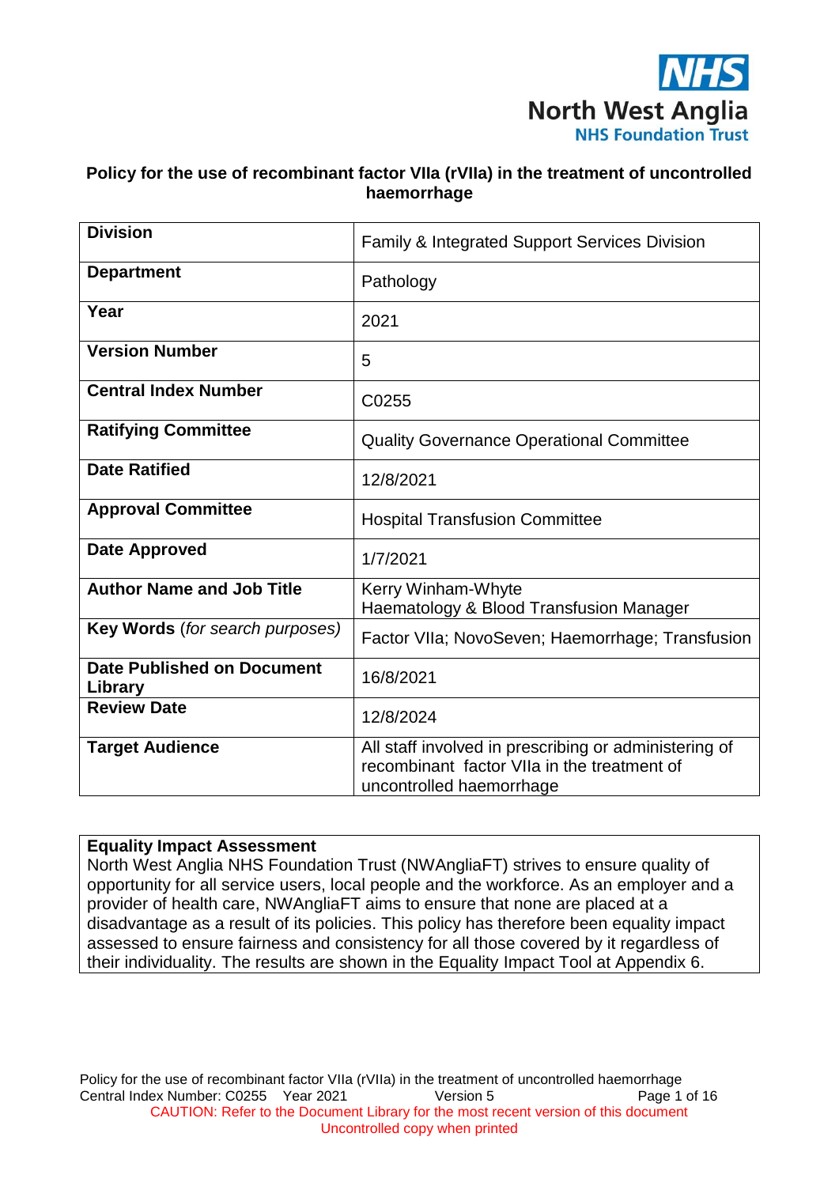NHS North West Anglia NHS Foundation Trust

# Policy for the use of recombinant factor VIIa (rVIIa) in the treatment of uncontrolled haemorrhage

| | |
|---|---|
| **Division** | Family & Integrated Support Services Division |
| **Department** | Pathology |
| **Year** | 2021 |
| **Version Number** | 5 |
| **Central Index Number** | C0255 |
| **Ratifying Committee** | Quality Governance Operational Committee |
| **Date Ratified** | 12/8/2021 |
| **Approval Committee** | Hospital Transfusion Committee |
| **Date Approved** | 1/7/2021 |
| **Author Name and Job Title** | Kerry Winham-Whyte<br>Haematology & Blood Transfusion Manager |
| **Key Words** (*for search purposes*) | Factor VIIa; NovoSeven; Haemorrhage; Transfusion |
| **Date Published on Document Library** | 16/8/2021 |
| **Review Date** | 12/8/2024 |
| **Target Audience** | All staff involved in prescribing or administering of recombinant factor VIIa in the treatment of uncontrolled haemorrhage |

**Equality Impact Assessment**
North West Anglia NHS Foundation Trust (NWAngliaFT) strives to ensure quality of opportunity for all service users, local people and the workforce. As an employer and a provider of health care, NWAngliaFT aims to ensure that none are placed at a disadvantage as a result of its policies. This policy has therefore been equality impact assessed to ensure fairness and consistency for all those covered by it regardless of their individuality. The results are shown in the Equality Impact Tool at Appendix 6.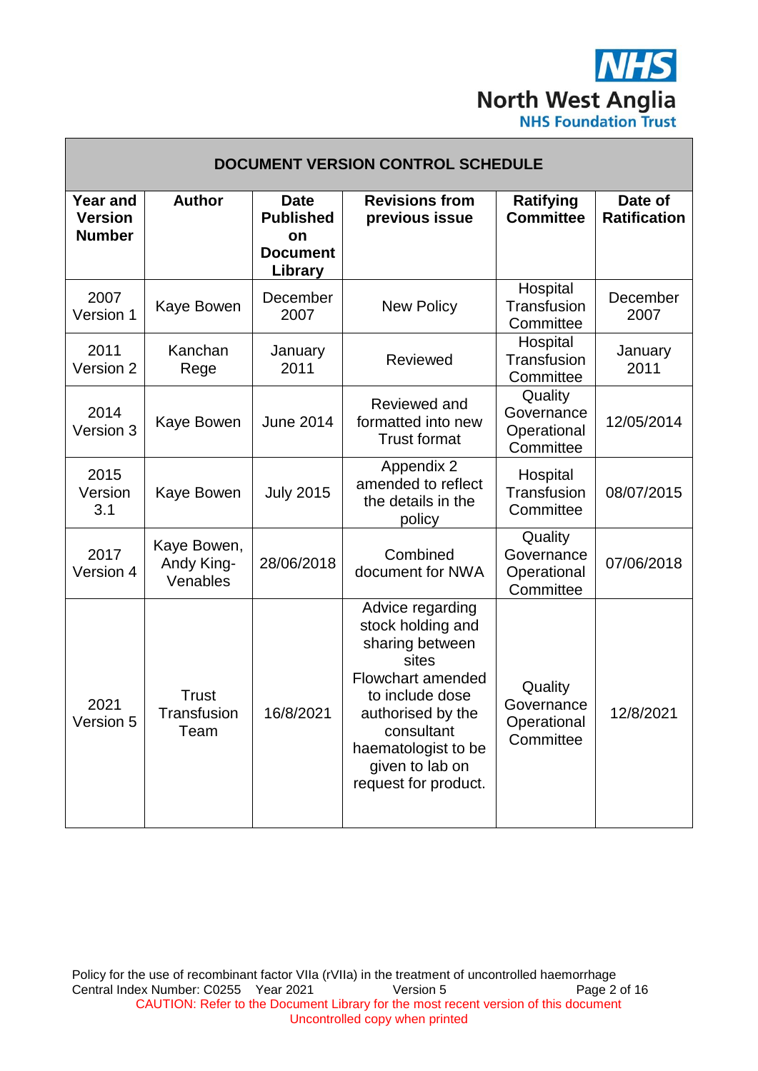| DOCUMENT VERSION CONTROL SCHEDULE | | | | | |
|---|---|---|---|---|---|
| **Year and Version Number** | **Author** | **Date Published on Document Library** | **Revisions from previous issue** | **Ratifying Committee** | **Date of Ratification** |
| 2007 Version 1 | Kaye Bowen | December 2007 | New Policy | Hospital Transfusion Committee | December 2007 |
| 2011 Version 2 | Kanchan Rege | January 2011 | Reviewed | Hospital Transfusion Committee | January 2011 |
| 2014 Version 3 | Kaye Bowen | June 2014 | Reviewed and formatted into new Trust format | Quality Governance Operational Committee | 12/05/2014 |
| 2015 Version 3.1 | Kaye Bowen | July 2015 | Appendix 2 amended to reflect the details in the policy | Hospital Transfusion Committee | 08/07/2015 |
| 2017 Version 4 | Kaye Bowen, Andy King-Venables | 28/06/2018 | Combined document for NWA | Quality Governance Operational Committee | 07/06/2018 |
| 2021 Version 5 | Trust Transfusion Team | 16/8/2021 | Advice regarding stock holding and sharing between sites<br>Flowchart amended to include dose authorised by the consultant haematologist to be given to lab on request for product. | Quality Governance Operational Committee | 12/8/2021 |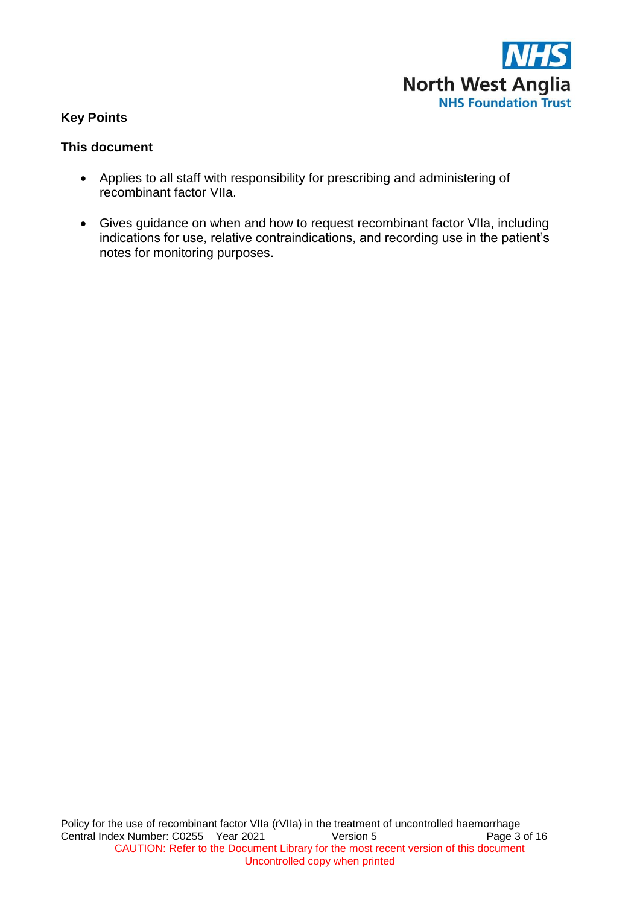## Key Points

### This document

- Applies to all staff with responsibility for prescribing and administering of recombinant factor VIIa.

- Gives guidance on when and how to request recombinant factor VIIa, including indications for use, relative contraindications, and recording use in the patient's notes for monitoring purposes.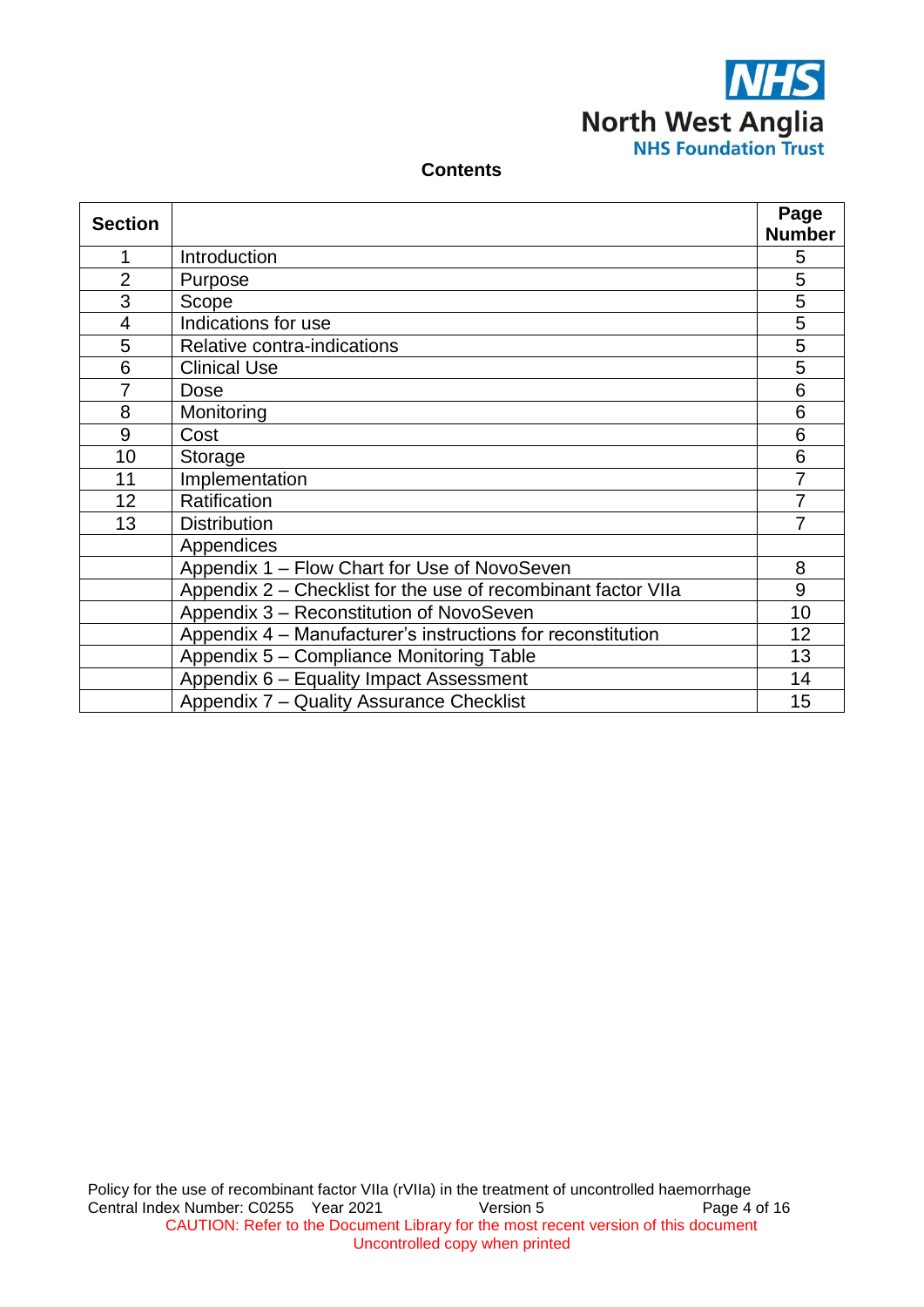## Contents

| Section | | Page Number |
|---|---|---|
| 1 | Introduction | 5 |
| 2 | Purpose | 5 |
| 3 | Scope | 5 |
| 4 | Indications for use | 5 |
| 5 | Relative contra-indications | 5 |
| 6 | Clinical Use | 5 |
| 7 | Dose | 6 |
| 8 | Monitoring | 6 |
| 9 | Cost | 6 |
| 10 | Storage | 6 |
| 11 | Implementation | 7 |
| 12 | Ratification | 7 |
| 13 | Distribution | 7 |
| | Appendices | |
| | Appendix 1 – Flow Chart for Use of NovoSeven | 8 |
| | Appendix 2 – Checklist for the use of recombinant factor VIIa | 9 |
| | Appendix 3 – Reconstitution of NovoSeven | 10 |
| | Appendix 4 – Manufacturer's instructions for reconstitution | 12 |
| | Appendix 5 – Compliance Monitoring Table | 13 |
| | Appendix 6 – Equality Impact Assessment | 14 |
| | Appendix 7 – Quality Assurance Checklist | 15 |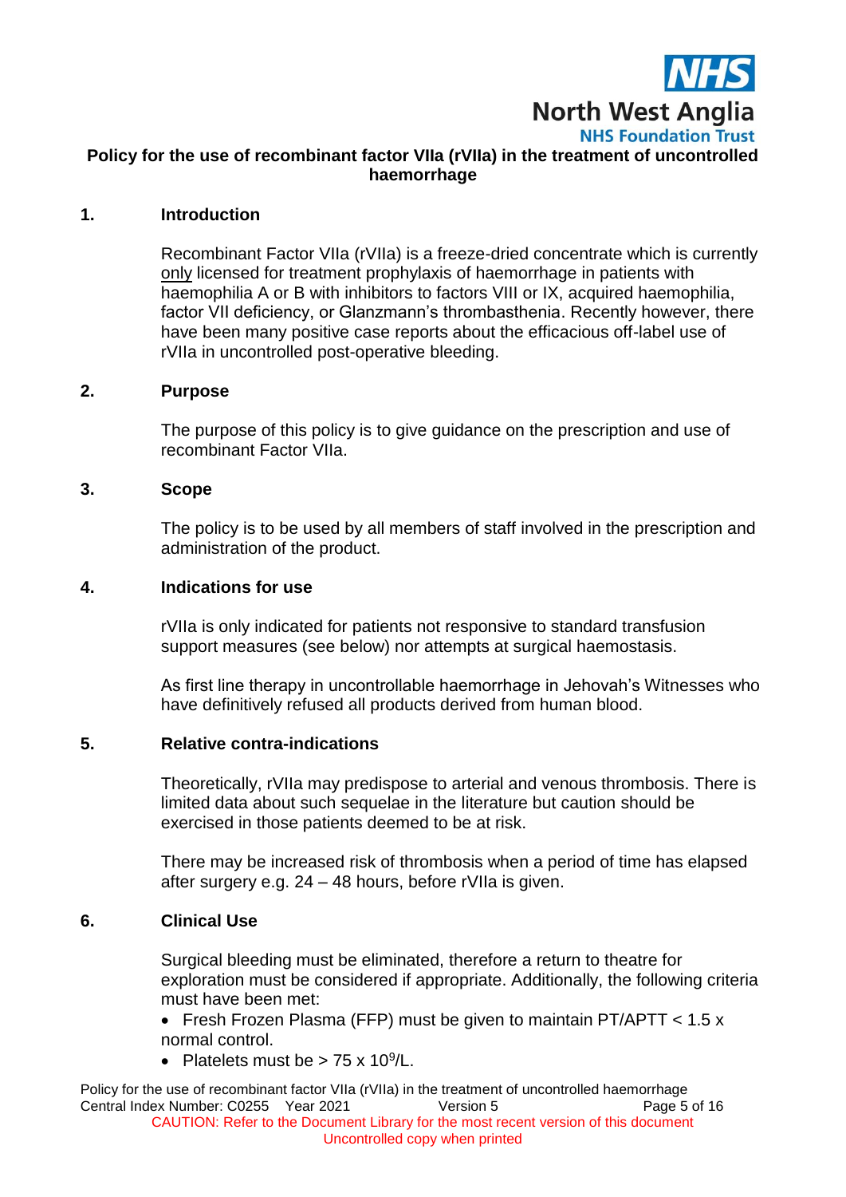**Policy for the use of recombinant factor VIIa (rVIIa) in the treatment of uncontrolled haemorrhage**

## 1. Introduction

Recombinant Factor VIIa (rVIIa) is a freeze-dried concentrate which is currently only licensed for treatment prophylaxis of haemorrhage in patients with haemophilia A or B with inhibitors to factors VIII or IX, acquired haemophilia, factor VII deficiency, or Glanzmann's thrombasthenia. Recently however, there have been many positive case reports about the efficacious off-label use of rVIIa in uncontrolled post-operative bleeding.

## 2. Purpose

The purpose of this policy is to give guidance on the prescription and use of recombinant Factor VIIa.

## 3. Scope

The policy is to be used by all members of staff involved in the prescription and administration of the product.

## 4. Indications for use

rVIIa is only indicated for patients not responsive to standard transfusion support measures (see below) nor attempts at surgical haemostasis.

As first line therapy in uncontrollable haemorrhage in Jehovah's Witnesses who have definitively refused all products derived from human blood.

## 5. Relative contra-indications

Theoretically, rVIIa may predispose to arterial and venous thrombosis. There is limited data about such sequelae in the literature but caution should be exercised in those patients deemed to be at risk.

There may be increased risk of thrombosis when a period of time has elapsed after surgery e.g. 24 – 48 hours, before rVIIa is given.

## 6. Clinical Use

Surgical bleeding must be eliminated, therefore a return to theatre for exploration must be considered if appropriate. Additionally, the following criteria must have been met:

- Fresh Frozen Plasma (FFP) must be given to maintain PT/APTT < 1.5 x normal control.
- Platelets must be > 75 x $10^9$/L.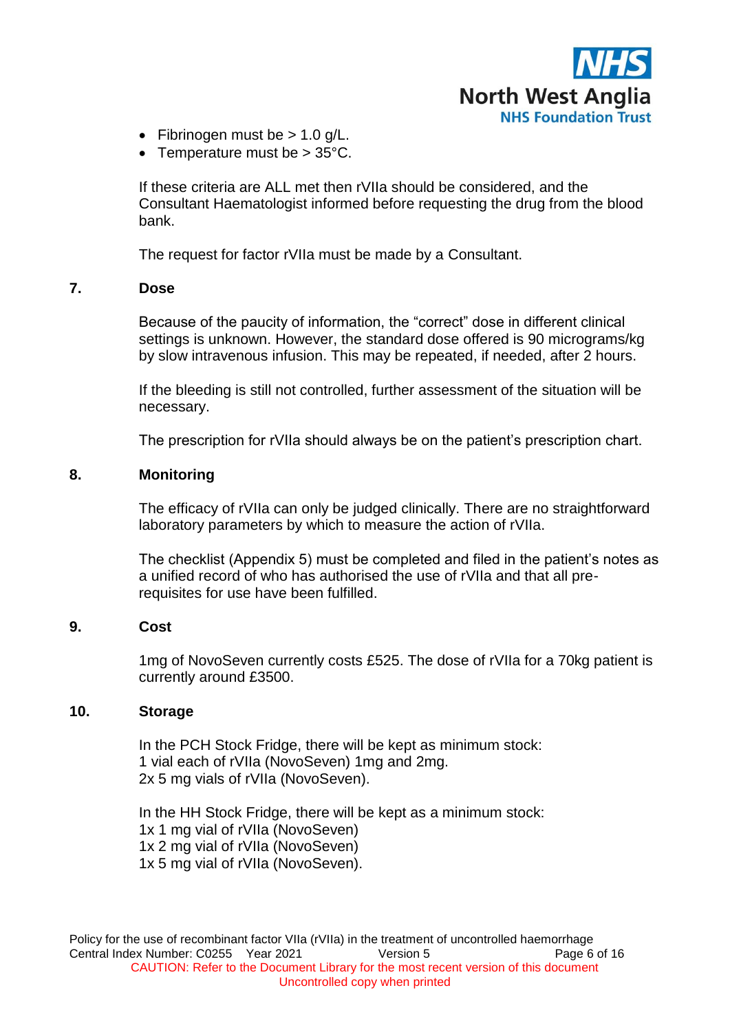- Fibrinogen must be > 1.0 g/L.
- Temperature must be > 35°C.

If these criteria are ALL met then rVIIa should be considered, and the Consultant Haematologist informed before requesting the drug from the blood bank.

The request for factor rVIIa must be made by a Consultant.

## 7. Dose

Because of the paucity of information, the "correct" dose in different clinical settings is unknown. However, the standard dose offered is 90 micrograms/kg by slow intravenous infusion. This may be repeated, if needed, after 2 hours.

If the bleeding is still not controlled, further assessment of the situation will be necessary.

The prescription for rVIIa should always be on the patient's prescription chart.

## 8. Monitoring

The efficacy of rVIIa can only be judged clinically. There are no straightforward laboratory parameters by which to measure the action of rVIIa.

The checklist (Appendix 5) must be completed and filed in the patient's notes as a unified record of who has authorised the use of rVIIa and that all pre-requisites for use have been fulfilled.

## 9. Cost

1mg of NovoSeven currently costs £525. The dose of rVIIa for a 70kg patient is currently around £3500.

## 10. Storage

In the PCH Stock Fridge, there will be kept as minimum stock:
1 vial each of rVIIa (NovoSeven) 1mg and 2mg.
2x 5 mg vials of rVIIa (NovoSeven).

In the HH Stock Fridge, there will be kept as a minimum stock:
1x 1 mg vial of rVIIa (NovoSeven)
1x 2 mg vial of rVIIa (NovoSeven)
1x 5 mg vial of rVIIa (NovoSeven).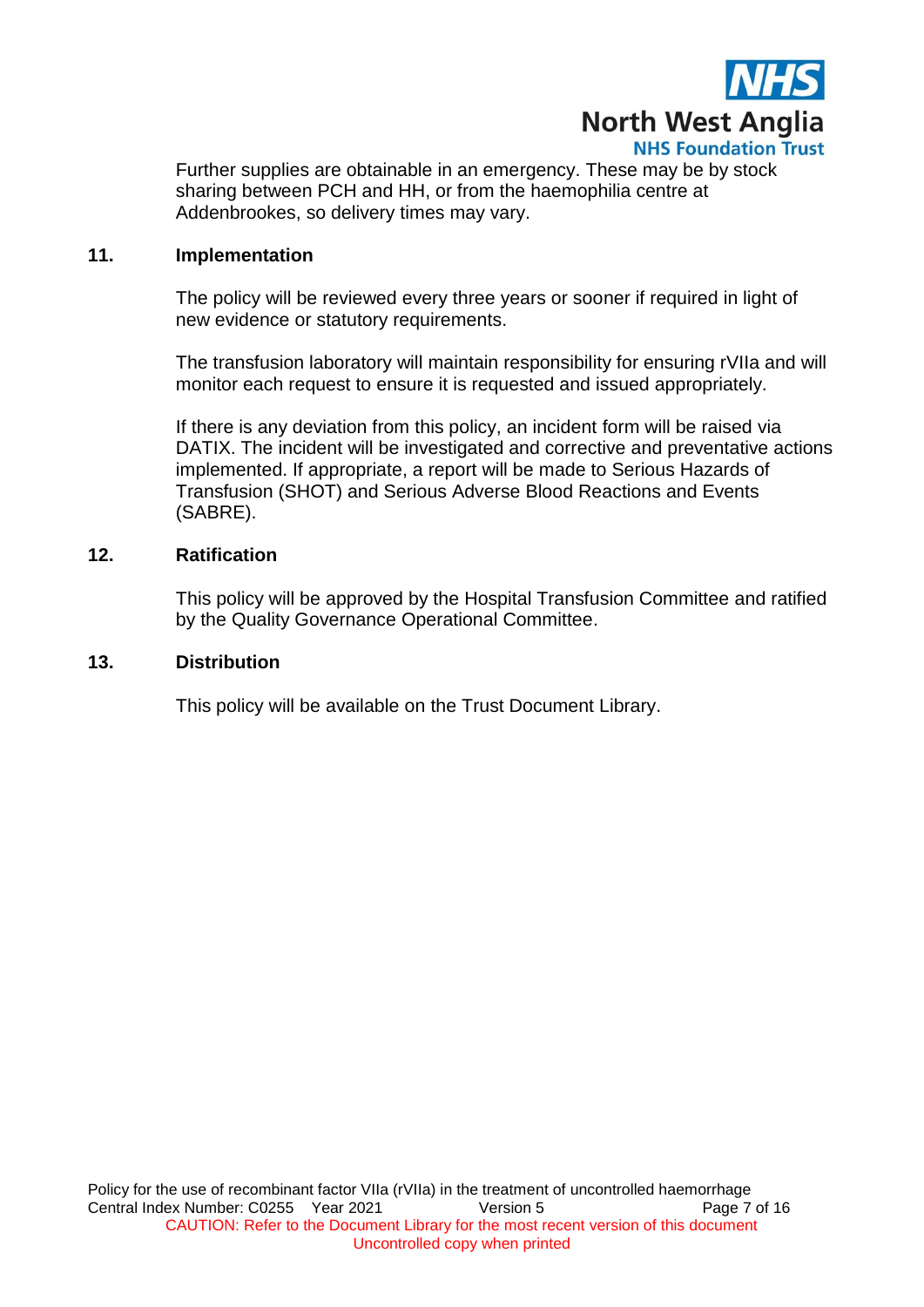Further supplies are obtainable in an emergency. These may be by stock sharing between PCH and HH, or from the haemophilia centre at Addenbrookes, so delivery times may vary.

## 11. Implementation

The policy will be reviewed every three years or sooner if required in light of new evidence or statutory requirements.

The transfusion laboratory will maintain responsibility for ensuring rVIIa and will monitor each request to ensure it is requested and issued appropriately.

If there is any deviation from this policy, an incident form will be raised via DATIX. The incident will be investigated and corrective and preventative actions implemented. If appropriate, a report will be made to Serious Hazards of Transfusion (SHOT) and Serious Adverse Blood Reactions and Events (SABRE).

## 12. Ratification

This policy will be approved by the Hospital Transfusion Committee and ratified by the Quality Governance Operational Committee.

## 13. Distribution

This policy will be available on the Trust Document Library.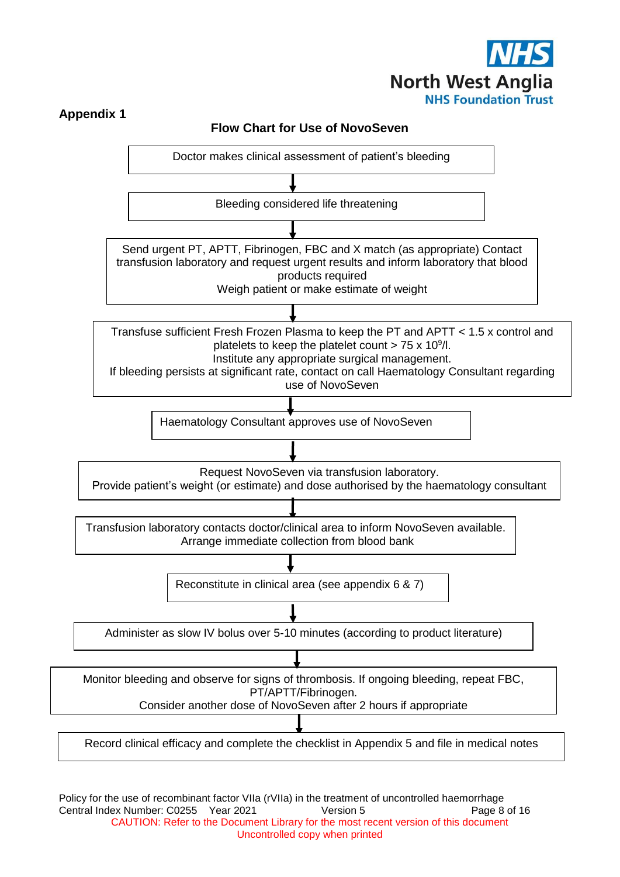## Appendix 1

### Flow Chart for Use of NovoSeven

Doctor makes clinical assessment of patient's bleeding

↓

Bleeding considered life threatening

↓

Send urgent PT, APTT, Fibrinogen, FBC and X match (as appropriate) Contact transfusion laboratory and request urgent results and inform laboratory that blood products required
Weigh patient or make estimate of weight

↓

Transfuse sufficient Fresh Frozen Plasma to keep the PT and APTT < 1.5 x control and platelets to keep the platelet count > 75 x $10^9$/l.
Institute any appropriate surgical management.
If bleeding persists at significant rate, contact on call Haematology Consultant regarding use of NovoSeven

↓

Haematology Consultant approves use of NovoSeven

↓

Request NovoSeven via transfusion laboratory.
Provide patient's weight (or estimate) and dose authorised by the haematology consultant

↓

Transfusion laboratory contacts doctor/clinical area to inform NovoSeven available.
Arrange immediate collection from blood bank

↓

Reconstitute in clinical area (see appendix 6 & 7)

↓

Administer as slow IV bolus over 5-10 minutes (according to product literature)

↓

Monitor bleeding and observe for signs of thrombosis. If ongoing bleeding, repeat FBC, PT/APTT/Fibrinogen.
Consider another dose of NovoSeven after 2 hours if appropriate

↓

Record clinical efficacy and complete the checklist in Appendix 5 and file in medical notes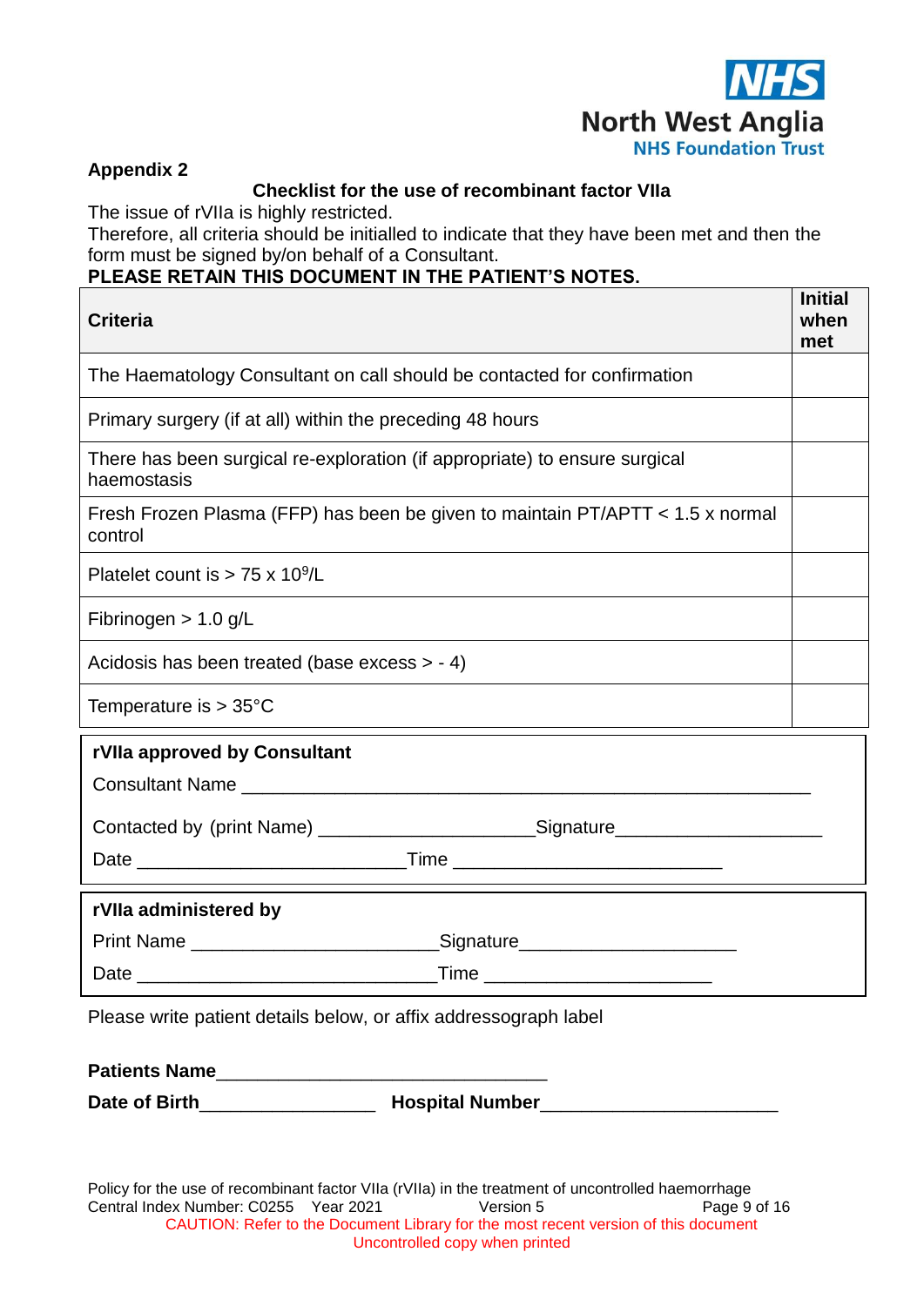**Appendix 2**

**Checklist for the use of recombinant factor VIIa**

The issue of rVIIa is highly restricted.
Therefore, all criteria should be initialled to indicate that they have been met and then the form must be signed by/on behalf of a Consultant.

**PLEASE RETAIN THIS DOCUMENT IN THE PATIENT'S NOTES.**

| **Criteria** | **Initial when met** |
|---|---|
| The Haematology Consultant on call should be contacted for confirmation | |
| Primary surgery (if at all) within the preceding 48 hours | |
| There has been surgical re-exploration (if appropriate) to ensure surgical haemostasis | |
| Fresh Frozen Plasma (FFP) has been be given to maintain PT/APTT < 1.5 x normal control | |
| Platelet count is > 75 x $10^9$/L | |
| Fibrinogen > 1.0 g/L | |
| Acidosis has been treated (base excess > - 4) | |
| Temperature is > 35°C | |

**rVIIa approved by Consultant**

Consultant Name ___________________________________________________________

Contacted by (print Name) ______________________Signature_____________________

Date ___________________________Time ___________________________

**rVIIa administered by**

Print Name _________________________Signature______________________

Date ______________________________Time ______________________

Please write patient details below, or affix addressograph label

**Patients Name**_________________________________

**Date of Birth**_________________ **Hospital Number**_______________________

Policy for the use of recombinant factor VIIa (rVIIa) in the treatment of uncontrolled haemorrhage
Central Index Number: C0255 Year 2021 Version 5

CAUTION: Refer to the Document Library for the most recent version of this document
Uncontrolled copy when printed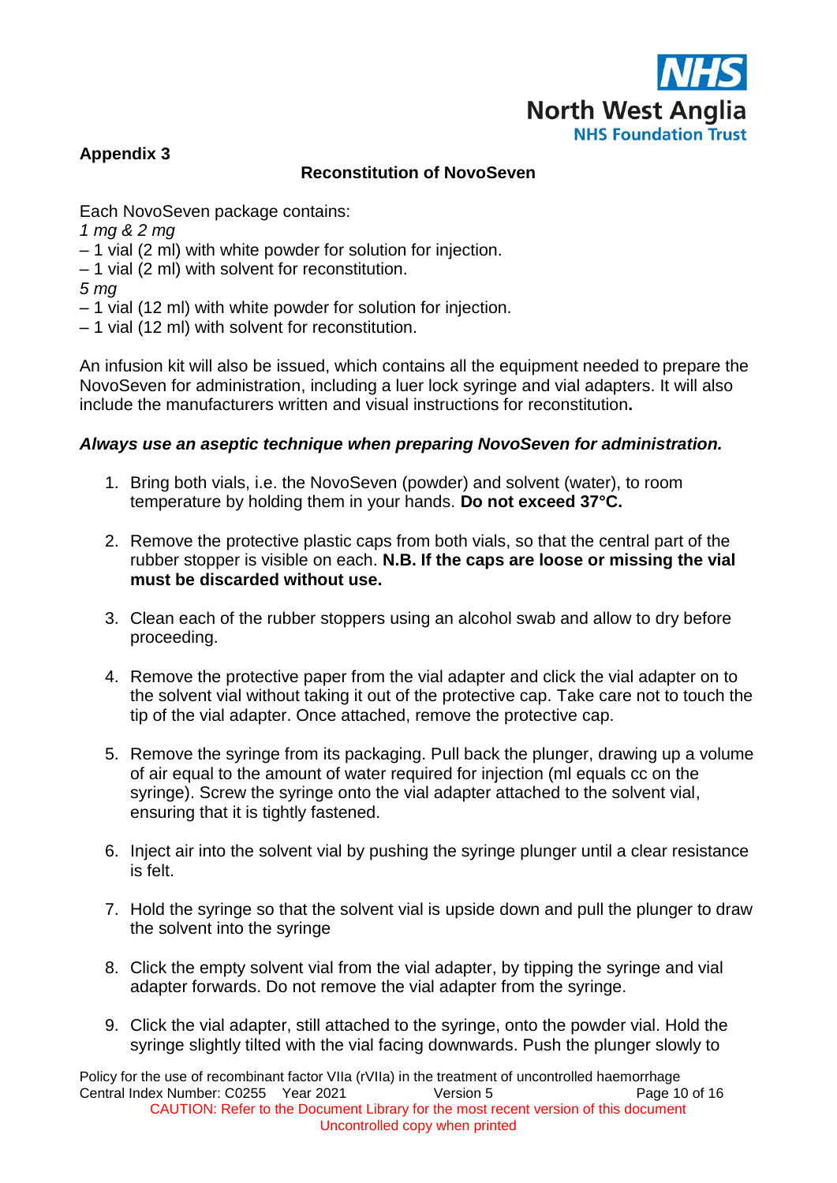**Appendix 3**

**Reconstitution of NovoSeven**

Each NovoSeven package contains:
*1 mg & 2 mg*
– 1 vial (2 ml) with white powder for solution for injection.
– 1 vial (2 ml) with solvent for reconstitution.
*5 mg*
– 1 vial (12 ml) with white powder for solution for injection.
– 1 vial (12 ml) with solvent for reconstitution.

An infusion kit will also be issued, which contains all the equipment needed to prepare the NovoSeven for administration, including a luer lock syringe and vial adapters. It will also include the manufacturers written and visual instructions for reconstitution**.**

***Always use an aseptic technique when preparing NovoSeven for administration.***

1. Bring both vials, i.e. the NovoSeven (powder) and solvent (water), to room temperature by holding them in your hands. **Do not exceed 37°C.**

2. Remove the protective plastic caps from both vials, so that the central part of the rubber stopper is visible on each. **N.B. If the caps are loose or missing the vial must be discarded without use.**

3. Clean each of the rubber stoppers using an alcohol swab and allow to dry before proceeding.

4. Remove the protective paper from the vial adapter and click the vial adapter on to the solvent vial without taking it out of the protective cap. Take care not to touch the tip of the vial adapter. Once attached, remove the protective cap.

5. Remove the syringe from its packaging. Pull back the plunger, drawing up a volume of air equal to the amount of water required for injection (ml equals cc on the syringe). Screw the syringe onto the vial adapter attached to the solvent vial, ensuring that it is tightly fastened.

6. Inject air into the solvent vial by pushing the syringe plunger until a clear resistance is felt.

7. Hold the syringe so that the solvent vial is upside down and pull the plunger to draw the solvent into the syringe

8. Click the empty solvent vial from the vial adapter, by tipping the syringe and vial adapter forwards. Do not remove the vial adapter from the syringe.

9. Click the vial adapter, still attached to the syringe, onto the powder vial. Hold the syringe slightly tilted with the vial facing downwards. Push the plunger slowly to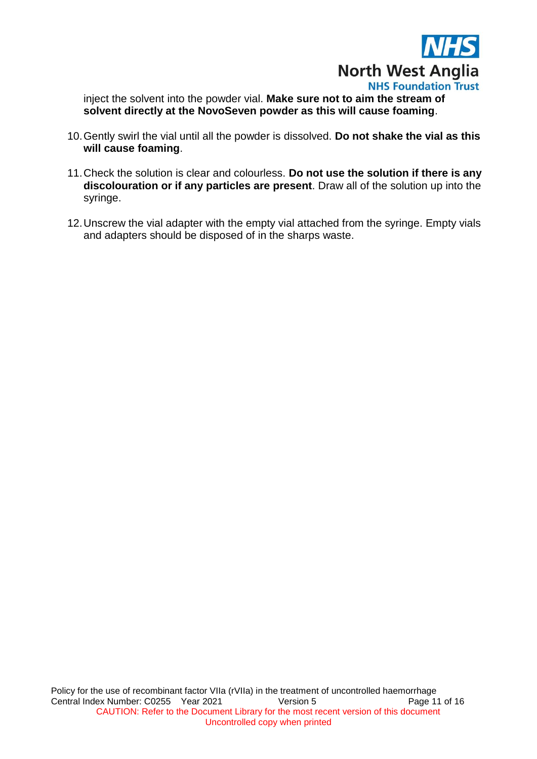inject the solvent into the powder vial. **Make sure not to aim the stream of solvent directly at the NovoSeven powder as this will cause foaming**.

10. Gently swirl the vial until all the powder is dissolved. **Do not shake the vial as this will cause foaming**.

11. Check the solution is clear and colourless. **Do not use the solution if there is any discolouration or if any particles are present**. Draw all of the solution up into the syringe.

12. Unscrew the vial adapter with the empty vial attached from the syringe. Empty vials and adapters should be disposed of in the sharps waste.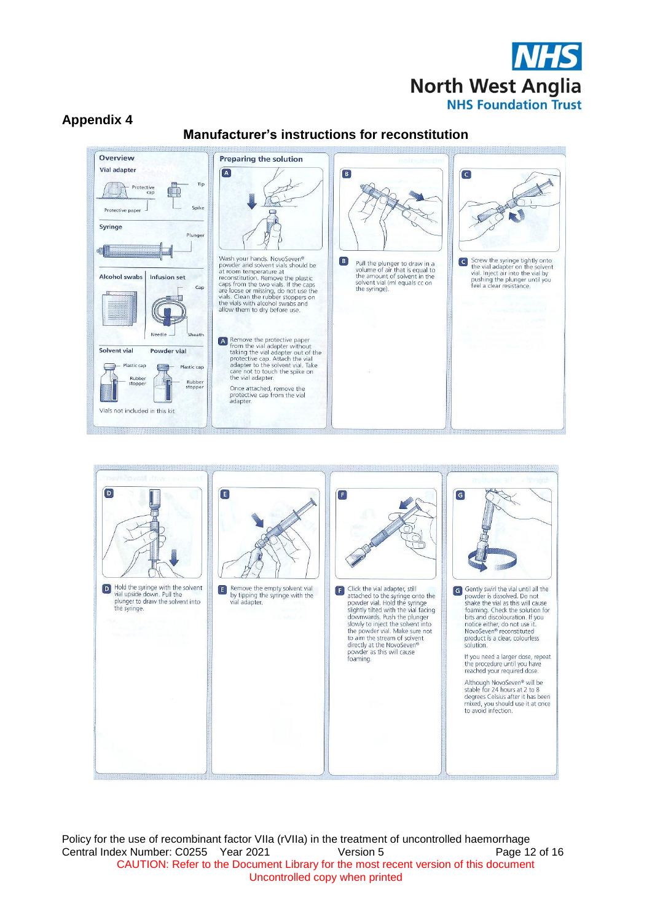## Appendix 4

### Manufacturer's instructions for reconstitution

**Overview**

Vial adapter

Protective cap, Tip, Spike, Protective paper

Syringe

Plunger

Alcohol swabs | Infusion set

Cap, Needle, Sheath

Solvent vial | Powder vial

Plastic cap, Rubber stopper, Plastic cap, Rubber stopper

Vials not included in this kit

**Preparing the solution**

**A**

Wash your hands. NovoSeven® powder and solvent vials should be at room temperature at reconstitution. Remove the plastic caps from the two vials. If the caps are loose or missing, do not use the vials. Clean the rubber stoppers on the vials with alcohol swabs and allow them to dry before use.

**A** Remove the protective paper from the vial adapter without taking the vial adapter out of the protective cap. Attach the vial adapter to the solvent vial. Take care not to touch the spike on the vial adapter.

Once attached, remove the protective cap from the vial adapter.

**B** Pull the plunger to draw in a volume of air that is equal to the amount of solvent in the solvent vial (ml equals cc on the syringe).

**C** Screw the syringe tightly onto the vial adapter on the solvent vial. Inject air into the vial by pushing the plunger until you feel a clear resistance.

**D** Hold the syringe with the solvent vial upside down. Pull the plunger to draw the solvent into the syringe.

**E** Remove the empty solvent vial by tipping the syringe with the vial adapter.

**F** Click the vial adapter, still attached to the syringe onto the powder vial. Hold the syringe slightly tilted with the vial facing downwards. Push the plunger slowly to inject the solvent into the powder vial. Make sure not to aim the stream of solvent directly at the NovoSeven® powder as this will cause foaming.

**G** Gently swirl the vial until all the powder is dissolved. Do not shake the vial as this will cause foaming. Check the solution for bits and discolouration. If you notice either, do not use it. NovoSeven® reconstituted product is a clear, colourless solution.

If you need a larger dose, repeat the procedure until you have reached your required dose.

Although NovoSeven® will be stable for 24 hours at 2 to 8 degrees Celsius after it has been mixed, you should use it at once to avoid infection.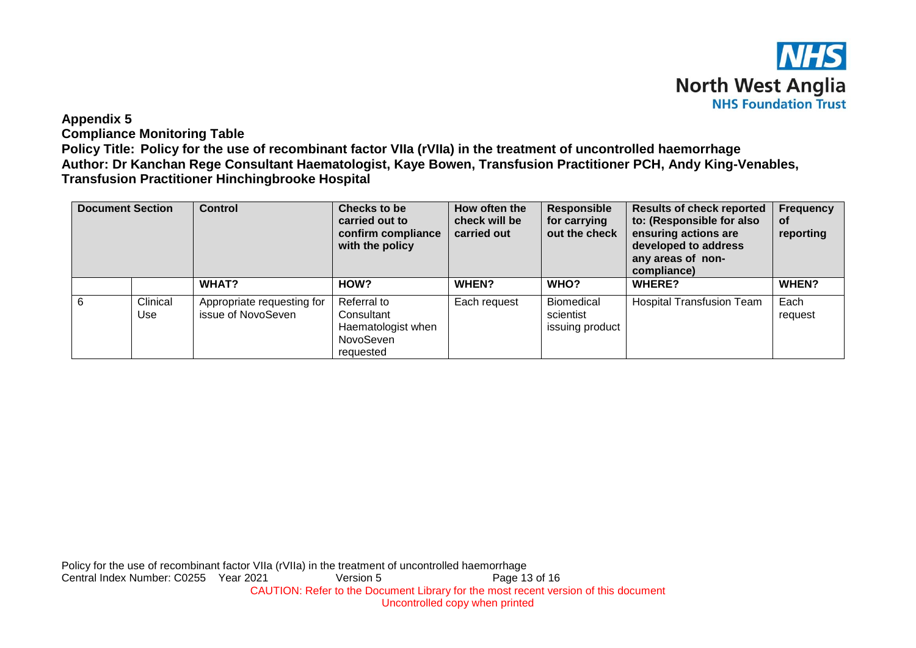**Appendix 5**

**Compliance Monitoring Table**

**Policy Title: Policy for the use of recombinant factor VIIa (rVIIa) in the treatment of uncontrolled haemorrhage**

**Author: Dr Kanchan Rege Consultant Haematologist, Kaye Bowen, Transfusion Practitioner PCH, Andy King-Venables, Transfusion Practitioner Hinchingbrooke Hospital**

| Document Section | | Control | Checks to be carried out to confirm compliance with the policy | How often the check will be carried out | Responsible for carrying out the check | Results of check reported to: (Responsible for also ensuring actions are developed to address any areas of non-compliance) | Frequency of reporting |
|---|---|---|---|---|---|---|---|
| | | **WHAT?** | **HOW?** | **WHEN?** | **WHO?** | **WHERE?** | **WHEN?** |
| 6 | Clinical Use | Appropriate requesting for issue of NovoSeven | Referral to Consultant Haematologist when NovoSeven requested | Each request | Biomedical scientist issuing product | Hospital Transfusion Team | Each request |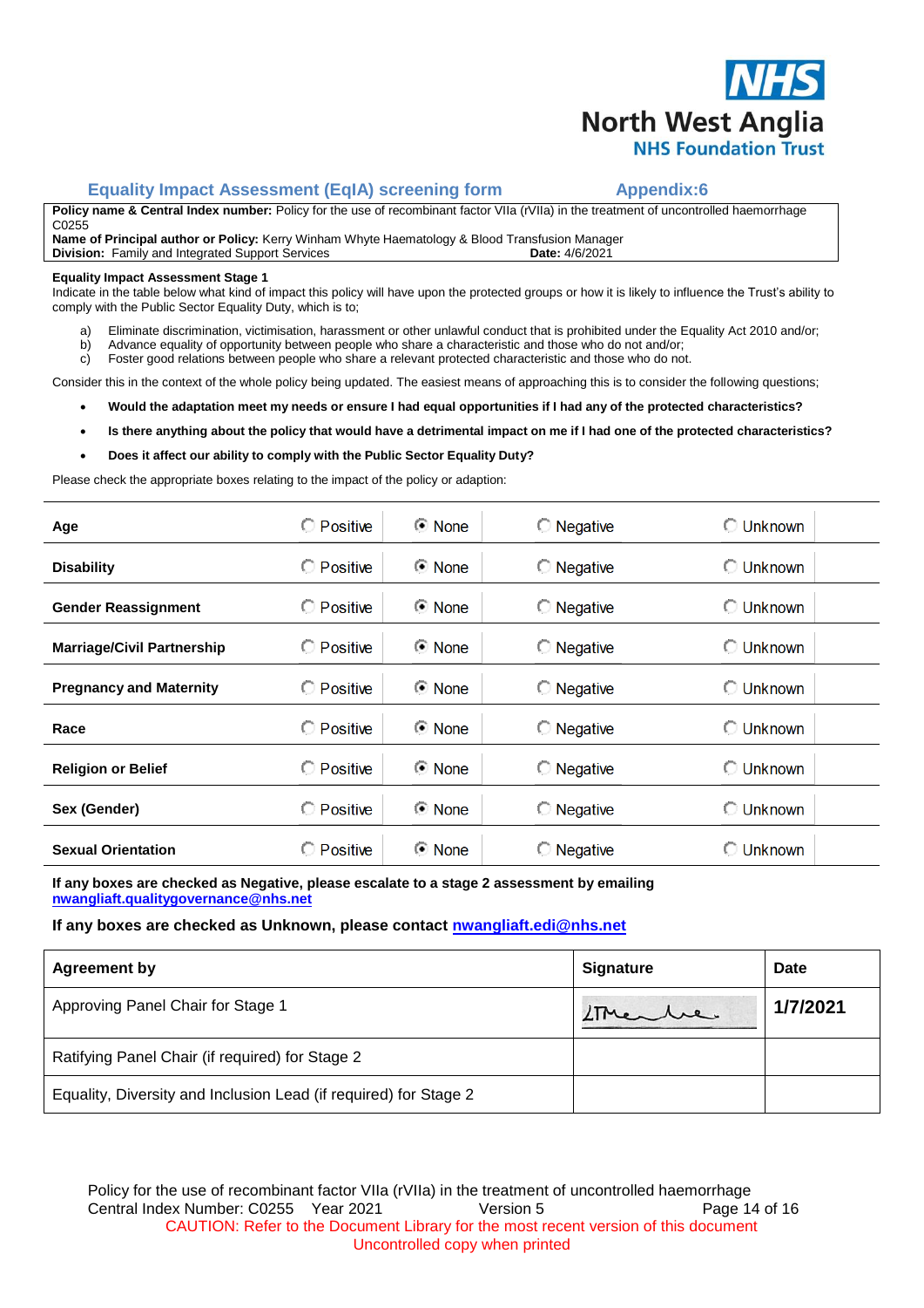## Equality Impact Assessment (EqIA) screening form                Appendix:6

| **Policy name & Central Index number:** Policy for the use of recombinant factor VIIa (rVIIa) in the treatment of uncontrolled haemorrhage C0255 |
|---|
| **Name of Principal author or Policy:** Kerry Winham Whyte Haematology & Blood Transfusion Manager |
| **Division:** Family and Integrated Support Services          **Date:** 4/6/2021 |

**Equality Impact Assessment Stage 1**

Indicate in the table below what kind of impact this policy will have upon the protected groups or how it is likely to influence the Trust's ability to comply with the Public Sector Equality Duty, which is to;

a) Eliminate discrimination, victimisation, harassment or other unlawful conduct that is prohibited under the Equality Act 2010 and/or;
b) Advance equality of opportunity between people who share a characteristic and those who do not and/or;
c) Foster good relations between people who share a relevant protected characteristic and those who do not.

Consider this in the context of the whole policy being updated. The easiest means of approaching this is to consider the following questions;

- **Would the adaptation meet my needs or ensure I had equal opportunities if I had any of the protected characteristics?**
- **Is there anything about the policy that would have a detrimental impact on me if I had one of the protected characteristics?**
- **Does it affect our ability to comply with the Public Sector Equality Duty?**

Please check the appropriate boxes relating to the impact of the policy or adaption:

| | Positive | None | Negative | Unknown |
|---|---|---|---|---|
| **Age** | ☐ | ☒ | ☐ | ☐ |
| **Disability** | ☐ | ☒ | ☐ | ☐ |
| **Gender Reassignment** | ☐ | ☒ | ☐ | ☐ |
| **Marriage/Civil Partnership** | ☐ | ☒ | ☐ | ☐ |
| **Pregnancy and Maternity** | ☐ | ☒ | ☐ | ☐ |
| **Race** | ☐ | ☒ | ☐ | ☐ |
| **Religion or Belief** | ☐ | ☒ | ☐ | ☐ |
| **Sex (Gender)** | ☐ | ☒ | ☐ | ☐ |
| **Sexual Orientation** | ☐ | ☒ | ☐ | ☐ |

**If any boxes are checked as Negative, please escalate to a stage 2 assessment by emailing nwangliaft.qualitygovernance@nhs.net**

**If any boxes are checked as Unknown, please contact nwangliaft.edi@nhs.net**

| **Agreement by** | **Signature** | **Date** |
|---|---|---|
| Approving Panel Chair for Stage 1 | [signature] | **1/7/2021** |
| Ratifying Panel Chair (if required) for Stage 2 | | |
| Equality, Diversity and Inclusion Lead (if required) for Stage 2 | | |

Policy for the use of recombinant factor VIIa (rVIIa) in the treatment of uncontrolled haemorrhage
Central Index Number: C0255    Year 2021    Version 5

CAUTION: Refer to the Document Library for the most recent version of this document
Uncontrolled copy when printed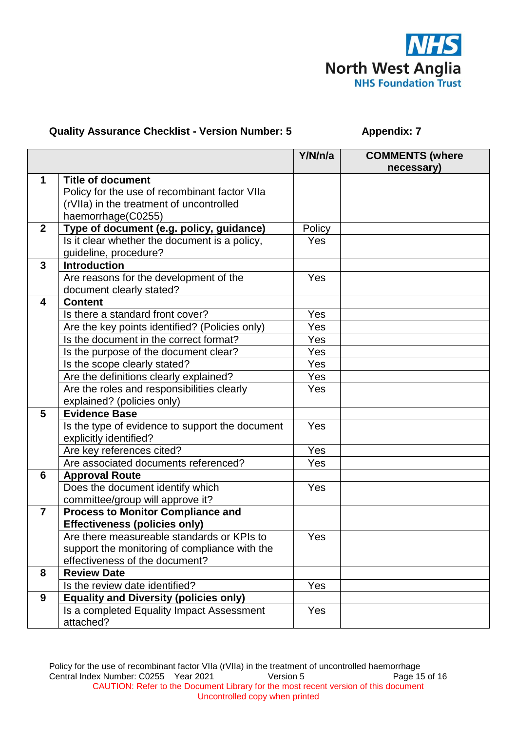**Quality Assurance Checklist - Version Number: 5** **Appendix: 7**

| | | Y/N/n/a | COMMENTS (where necessary) |
|---|---|---|---|
| 1 | **Title of document**<br>Policy for the use of recombinant factor VIIa (rVIIa) in the treatment of uncontrolled haemorrhage(C0255) | | |
| 2 | **Type of document (e.g. policy, guidance)** | Policy | |
| | Is it clear whether the document is a policy, guideline, procedure? | Yes | |
| 3 | **Introduction** | | |
| | Are reasons for the development of the document clearly stated? | Yes | |
| 4 | **Content** | | |
| | Is there a standard front cover? | Yes | |
| | Are the key points identified? (Policies only) | Yes | |
| | Is the document in the correct format? | Yes | |
| | Is the purpose of the document clear? | Yes | |
| | Is the scope clearly stated? | Yes | |
| | Are the definitions clearly explained? | Yes | |
| | Are the roles and responsibilities clearly explained? (policies only) | Yes | |
| 5 | **Evidence Base** | | |
| | Is the type of evidence to support the document explicitly identified? | Yes | |
| | Are key references cited? | Yes | |
| | Are associated documents referenced? | Yes | |
| 6 | **Approval Route** | | |
| | Does the document identify which committee/group will approve it? | Yes | |
| 7 | **Process to Monitor Compliance and Effectiveness (policies only)** | | |
| | Are there measureable standards or KPIs to support the monitoring of compliance with the effectiveness of the document? | Yes | |
| 8 | **Review Date** | | |
| | Is the review date identified? | Yes | |
| 9 | **Equality and Diversity (policies only)** | | |
| | Is a completed Equality Impact Assessment attached? | Yes | |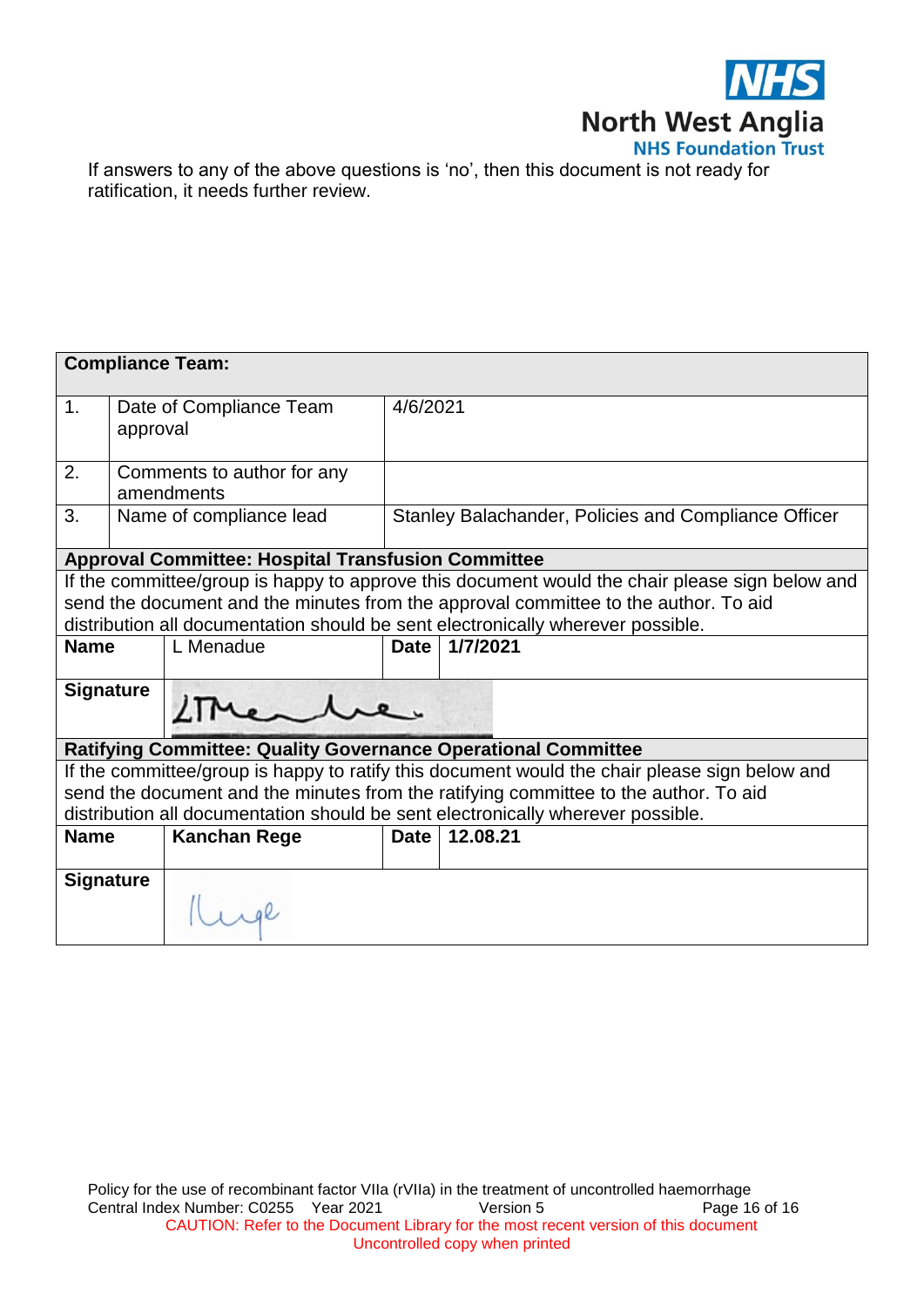If answers to any of the above questions is 'no', then this document is not ready for ratification, it needs further review.

| | | |
|---|---|---|
| **Compliance Team:** | | |
| 1. | Date of Compliance Team approval | 4/6/2021 |
| 2. | Comments to author for any amendments | |
| 3. | Name of compliance lead | Stanley Balachander, Policies and Compliance Officer |

| | | | |
|---|---|---|---|
| **Approval Committee: Hospital Transfusion Committee** | | | |
| If the committee/group is happy to approve this document would the chair please sign below and send the document and the minutes from the approval committee to the author. To aid distribution all documentation should be sent electronically wherever possible. | | | |
| **Name** | L Menadue | **Date** | **1/7/2021** |
| **Signature** | | | |
| **Ratifying Committee: Quality Governance Operational Committee** | | | |
| If the committee/group is happy to ratify this document would the chair please sign below and send the document and the minutes from the ratifying committee to the author. To aid distribution all documentation should be sent electronically wherever possible. | | | |
| **Name** | **Kanchan Rege** | **Date** | **12.08.21** |
| **Signature** | | | |